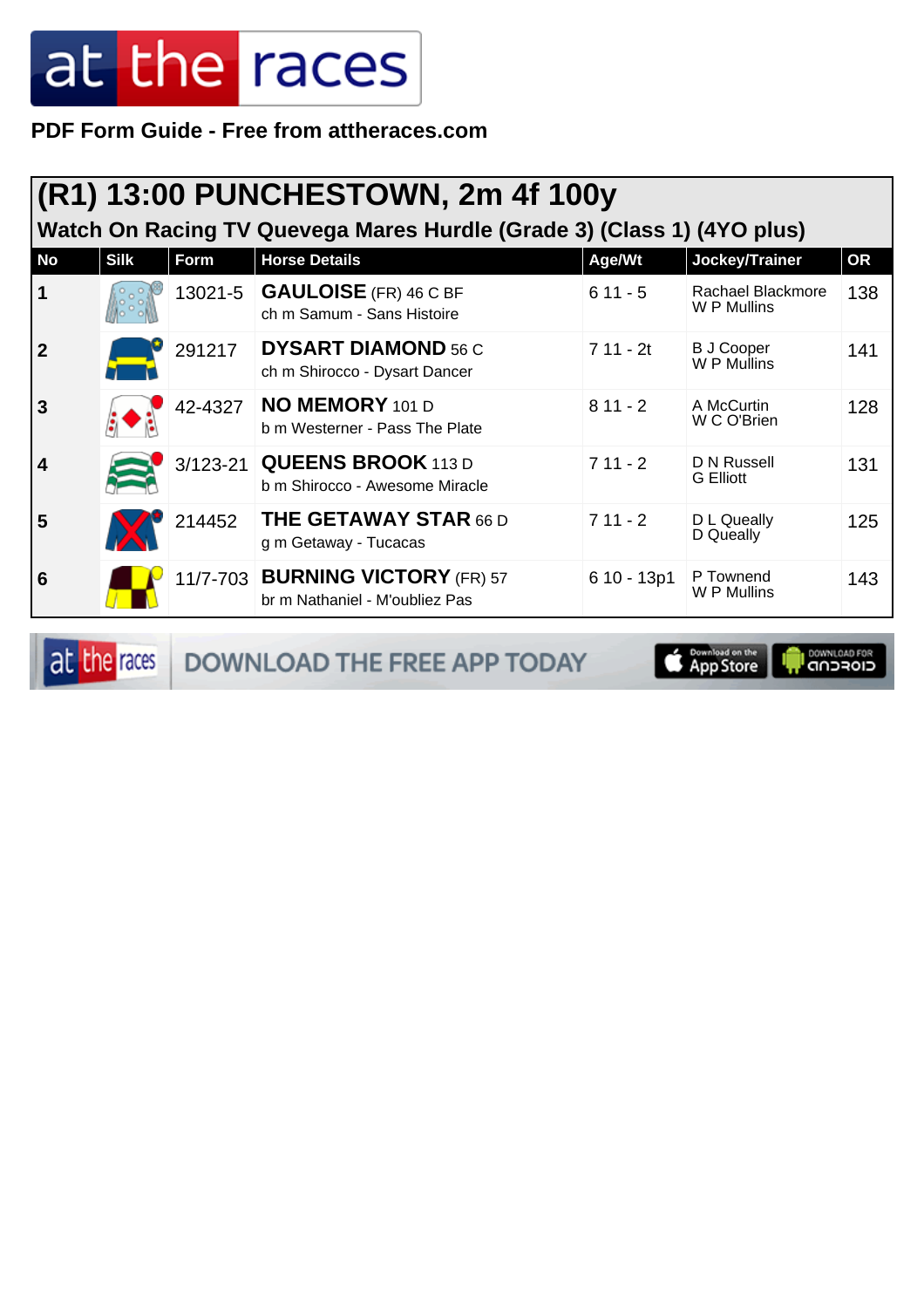PDF Form Guide - Free from attheraces.com

# (R1) 13:00 PUNCHESTOWN, 2m 4f 100y

## Watch On Racing TV Quevega Mares Hurdle (Grade 3) (Class 1) (4YO plus)

| No | Silk | Form | Horse Details | Age/Wt | Jockey/Trainer | OR |
|---|---|---|---|---|---|---|
| 1 | | 13021-5 | **GAULOISE** (FR) 46 C BF<br>ch m Samum - Sans Histoire | 6 11 - 5 | Rachael Blackmore<br>W P Mullins | 138 |
| 2 | | 291217 | **DYSART DIAMOND** 56 C<br>ch m Shirocco - Dysart Dancer | 7 11 - 2t | B J Cooper<br>W P Mullins | 141 |
| 3 | | 42-4327 | **NO MEMORY** 101 D<br>b m Westerner - Pass The Plate | 8 11 - 2 | A McCurtin<br>W C O'Brien | 128 |
| 4 | | 3/123-21 | **QUEENS BROOK** 113 D<br>b m Shirocco - Awesome Miracle | 7 11 - 2 | D N Russell<br>G Elliott | 131 |
| 5 | | 214452 | **THE GETAWAY STAR** 66 D<br>g m Getaway - Tucacas | 7 11 - 2 | D L Queally<br>D Queally | 125 |
| 6 | | 11/7-703 | **BURNING VICTORY** (FR) 57<br>br m Nathaniel - M'oubliez Pas | 6 10 - 13p1 | P Townend<br>W P Mullins | 143 |

DOWNLOAD THE FREE APP TODAY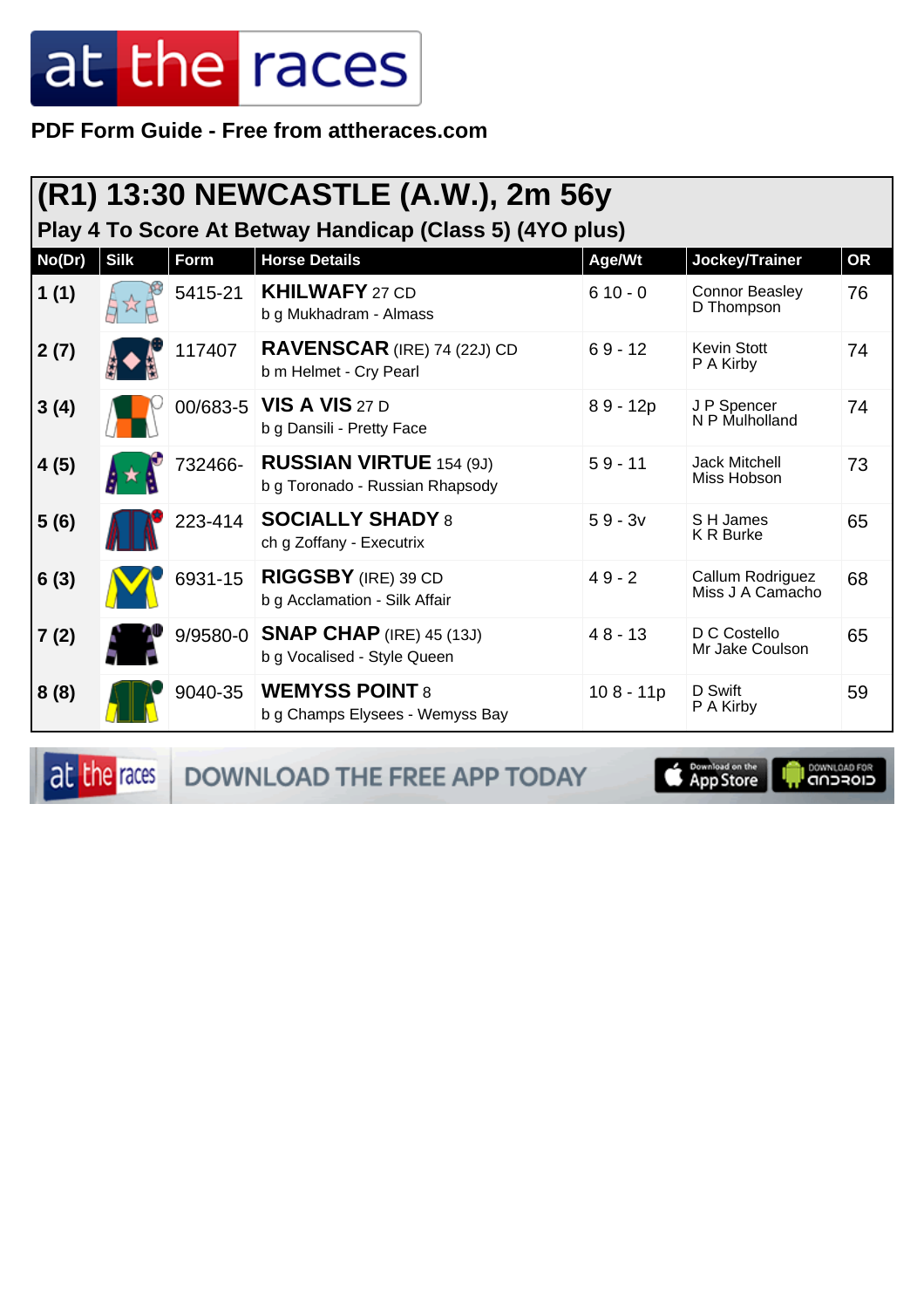PDF Form Guide - Free from attheraces.com

## (R1) 13:30 NEWCASTLE (A.W.), 2m 56y

### Play 4 To Score At Betway Handicap (Class 5) (4YO plus)

| No(Dr) | Silk | Form | Horse Details | Age/Wt | Jockey/Trainer | OR |
|---|---|---|---|---|---|---|
| 1 (1) | | 5415-21 | **KHILWAFY** 27 CD<br>b g Mukhadram - Almass | 6 10 - 0 | Connor Beasley<br>D Thompson | 76 |
| 2 (7) | | 117407 | **RAVENSCAR** (IRE) 74 (22J) CD<br>b m Helmet - Cry Pearl | 6 9 - 12 | Kevin Stott<br>P A Kirby | 74 |
| 3 (4) | | 00/683-5 | **VIS A VIS** 27 D<br>b g Dansili - Pretty Face | 8 9 - 12p | J P Spencer<br>N P Mulholland | 74 |
| 4 (5) | | 732466- | **RUSSIAN VIRTUE** 154 (9J)<br>b g Toronado - Russian Rhapsody | 5 9 - 11 | Jack Mitchell<br>Miss Hobson | 73 |
| 5 (6) | | 223-414 | **SOCIALLY SHADY** 8<br>ch g Zoffany - Executrix | 5 9 - 3v | S H James<br>K R Burke | 65 |
| 6 (3) | | 6931-15 | **RIGGSBY** (IRE) 39 CD<br>b g Acclamation - Silk Affair | 4 9 - 2 | Callum Rodriguez<br>Miss J A Camacho | 68 |
| 7 (2) | | 9/9580-0 | **SNAP CHAP** (IRE) 45 (13J)<br>b g Vocalised - Style Queen | 4 8 - 13 | D C Costello<br>Mr Jake Coulson | 65 |
| 8 (8) | | 9040-35 | **WEMYSS POINT** 8<br>b g Champs Elysees - Wemyss Bay | 10 8 - 11p | D Swift<br>P A Kirby | 59 |

DOWNLOAD THE FREE APP TODAY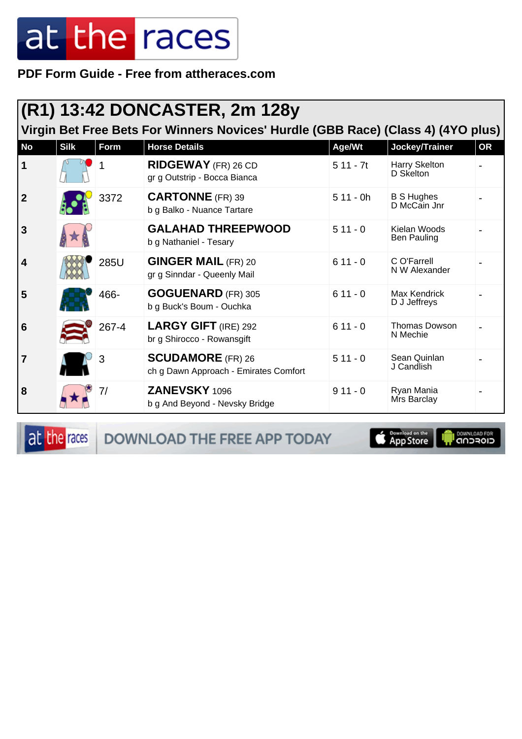# at the races

**PDF Form Guide - Free from attheraces.com**

## (R1) 13:42 DONCASTER, 2m 128y

### Virgin Bet Free Bets For Winners Novices' Hurdle (GBB Race) (Class 4) (4YO plus)

| No | Silk | Form | Horse Details | Age/Wt | Jockey/Trainer | OR |
|---|---|---|---|---|---|---|
| 1 | | 1 | **RIDGEWAY** (FR) 26 CD<br>gr g Outstrip - Bocca Bianca | 5 11 - 7t | Harry Skelton<br>D Skelton | - |
| 2 | | 3372 | **CARTONNE** (FR) 39<br>b g Balko - Nuance Tartare | 5 11 - 0h | B S Hughes<br>D McCain Jnr | - |
| 3 | | | **GALAHAD THREEPWOOD**<br>b g Nathaniel - Tesary | 5 11 - 0 | Kielan Woods<br>Ben Pauling | - |
| 4 | | 285U | **GINGER MAIL** (FR) 20<br>gr g Sinndar - Queenly Mail | 6 11 - 0 | C O'Farrell<br>N W Alexander | - |
| 5 | | 466- | **GOGUENARD** (FR) 305<br>b g Buck's Boum - Ouchka | 6 11 - 0 | Max Kendrick<br>D J Jeffreys | - |
| 6 | | 267-4 | **LARGY GIFT** (IRE) 292<br>br g Shirocco - Rowansgift | 6 11 - 0 | Thomas Dowson<br>N Mechie | - |
| 7 | | 3 | **SCUDAMORE** (FR) 26<br>ch g Dawn Approach - Emirates Comfort | 5 11 - 0 | Sean Quinlan<br>J Candlish | - |
| 8 | | 7/ | **ZANEVSKY** 1096<br>b g And Beyond - Nevsky Bridge | 9 11 - 0 | Ryan Mania<br>Mrs Barclay | - |

DOWNLOAD THE FREE APP TODAY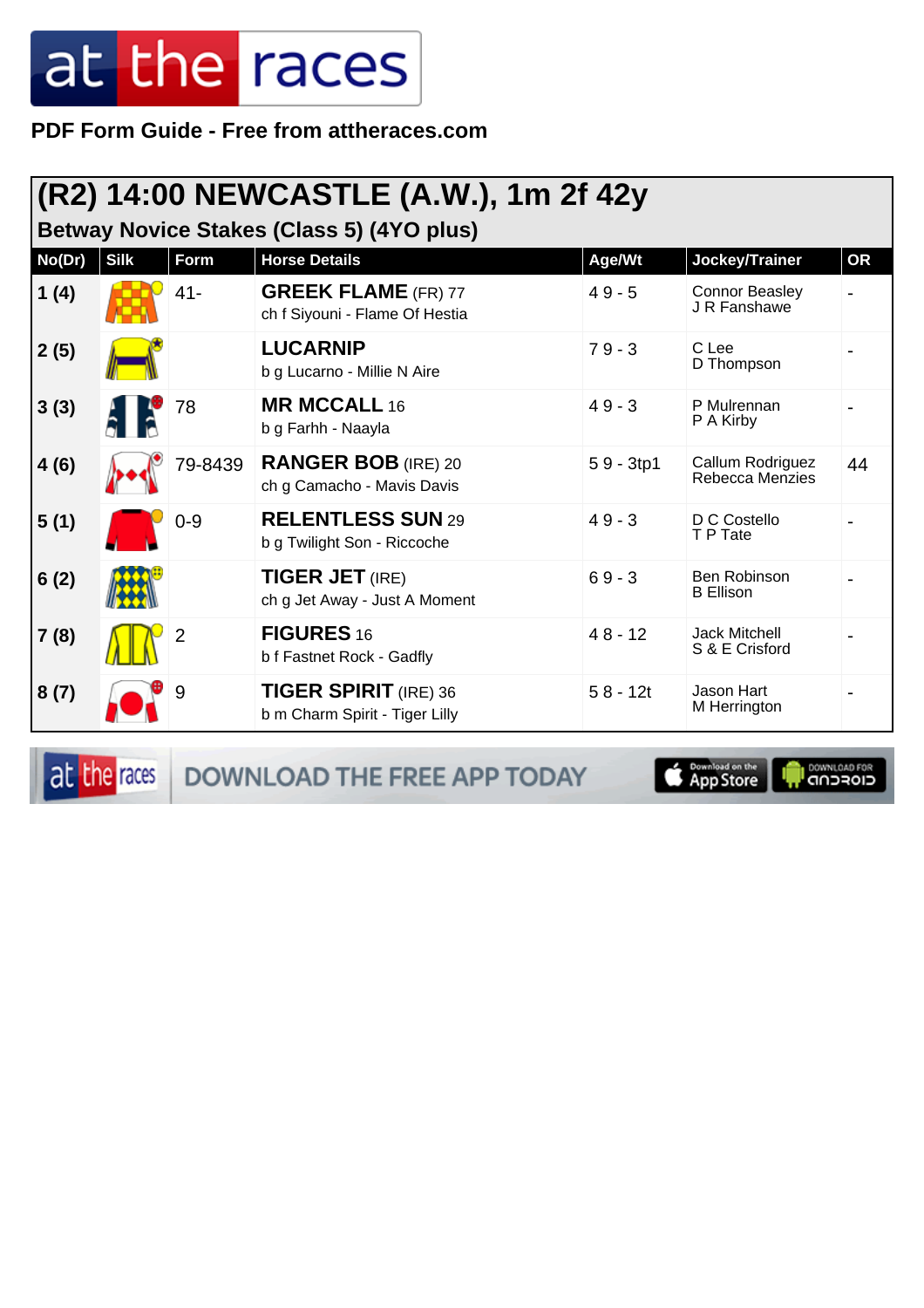PDF Form Guide - Free from attheraces.com

## (R2) 14:00 NEWCASTLE (A.W.), 1m 2f 42y

### Betway Novice Stakes (Class 5) (4YO plus)

| No(Dr) | Silk | Form | Horse Details | Age/Wt | Jockey/Trainer | OR |
|---|---|---|---|---|---|---|
| 1 (4) | | 41- | **GREEK FLAME** (FR) 77<br>ch f Siyouni - Flame Of Hestia | 4 9 - 5 | Connor Beasley<br>J R Fanshawe | - |
| 2 (5) | | | **LUCARNIP**<br>b g Lucarno - Millie N Aire | 7 9 - 3 | C Lee<br>D Thompson | - |
| 3 (3) | | 78 | **MR MCCALL** 16<br>b g Farhh - Naayla | 4 9 - 3 | P Mulrennan<br>P A Kirby | - |
| 4 (6) | | 79-8439 | **RANGER BOB** (IRE) 20<br>ch g Camacho - Mavis Davis | 5 9 - 3tp1 | Callum Rodriguez<br>Rebecca Menzies | 44 |
| 5 (1) | | 0-9 | **RELENTLESS SUN** 29<br>b g Twilight Son - Riccoche | 4 9 - 3 | D C Costello<br>T P Tate | - |
| 6 (2) | | | **TIGER JET** (IRE)<br>ch g Jet Away - Just A Moment | 6 9 - 3 | Ben Robinson<br>B Ellison | - |
| 7 (8) | | 2 | **FIGURES** 16<br>b f Fastnet Rock - Gadfly | 4 8 - 12 | Jack Mitchell<br>S & E Crisford | - |
| 8 (7) | | 9 | **TIGER SPIRIT** (IRE) 36<br>b m Charm Spirit - Tiger Lilly | 5 8 - 12t | Jason Hart<br>M Herrington | - |

DOWNLOAD THE FREE APP TODAY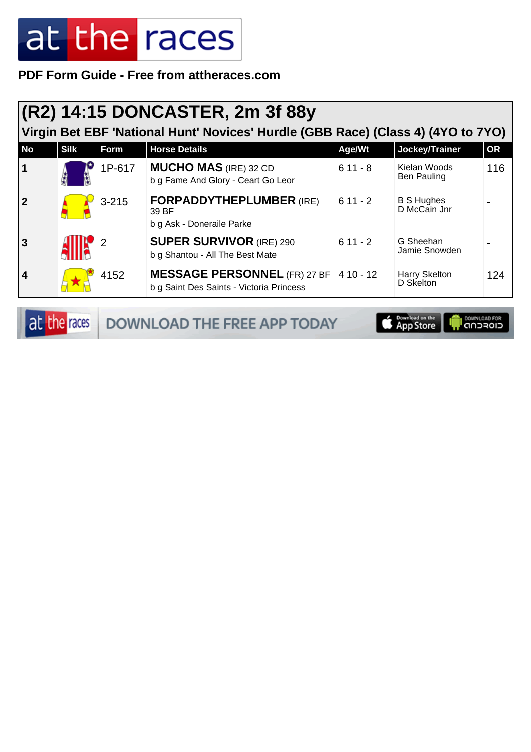PDF Form Guide - Free from attheraces.com

## (R2) 14:15 DONCASTER, 2m 3f 88y

### Virgin Bet EBF 'National Hunt' Novices' Hurdle (GBB Race) (Class 4) (4YO to 7YO)

| No | Silk | Form | Horse Details | Age/Wt | Jockey/Trainer | OR |
|---|---|---|---|---|---|---|
| 1 | | 1P-617 | **MUCHO MAS** (IRE) 32 CD<br>b g Fame And Glory - Ceart Go Leor | 6 11 - 8 | Kielan Woods<br>Ben Pauling | 116 |
| 2 | | 3-215 | **FORPADDYTHEPLUMBER** (IRE) 39 BF<br>b g Ask - Doneraile Parke | 6 11 - 2 | B S Hughes<br>D McCain Jnr | - |
| 3 | | 2 | **SUPER SURVIVOR** (IRE) 290<br>b g Shantou - All The Best Mate | 6 11 - 2 | G Sheehan<br>Jamie Snowden | - |
| 4 | | 4152 | **MESSAGE PERSONNEL** (FR) 27 BF<br>b g Saint Des Saints - Victoria Princess | 4 10 - 12 | Harry Skelton<br>D Skelton | 124 |

DOWNLOAD THE FREE APP TODAY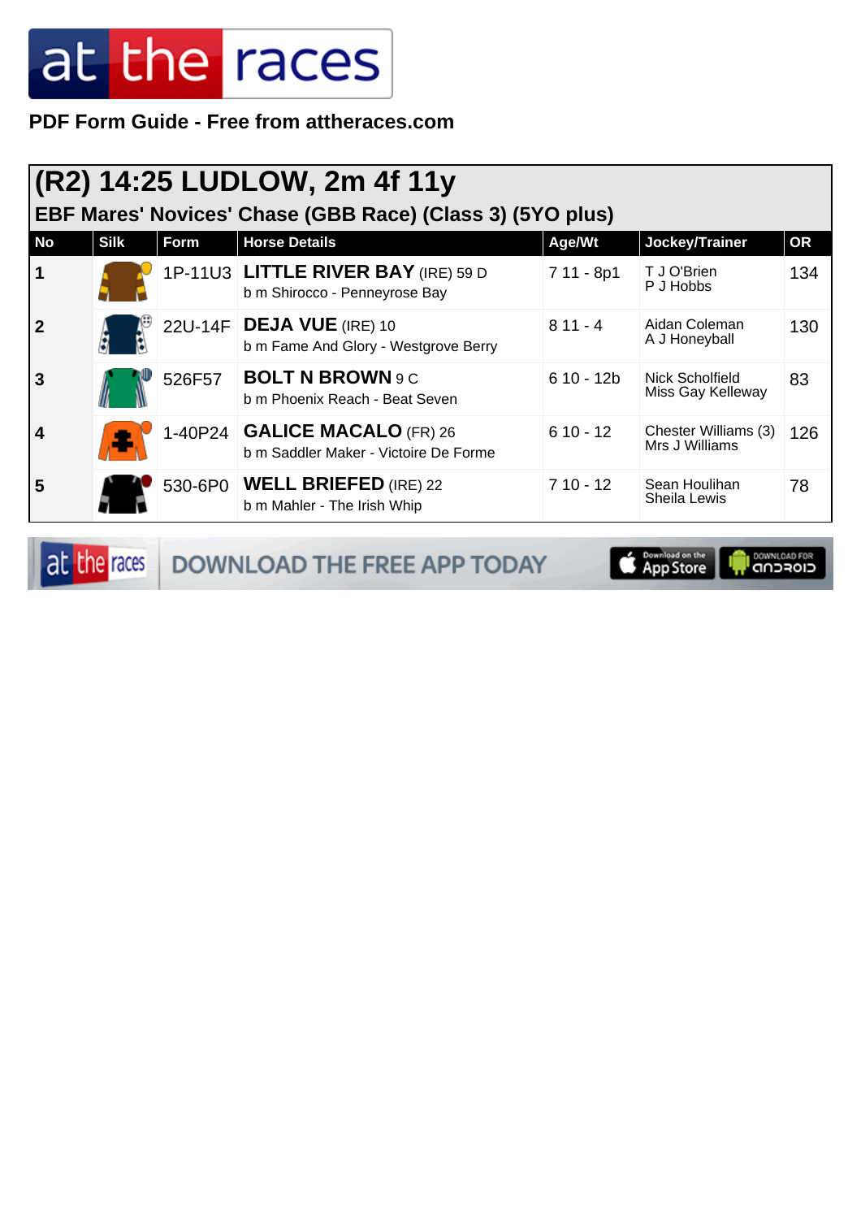PDF Form Guide - Free from attheraces.com

## (R2) 14:25 LUDLOW, 2m 4f 11y

### EBF Mares' Novices' Chase (GBB Race) (Class 3) (5YO plus)

| No | Silk | Form | Horse Details | Age/Wt | Jockey/Trainer | OR |
|---|---|---|---|---|---|---|
| 1 | | 1P-11U3 | **LITTLE RIVER BAY** (IRE) 59 D<br>b m Shirocco - Penneyrose Bay | 7 11 - 8p1 | T J O'Brien<br>P J Hobbs | 134 |
| 2 | | 22U-14F | **DEJA VUE** (IRE) 10<br>b m Fame And Glory - Westgrove Berry | 8 11 - 4 | Aidan Coleman<br>A J Honeyball | 130 |
| 3 | | 526F57 | **BOLT N BROWN** 9 C<br>b m Phoenix Reach - Beat Seven | 6 10 - 12b | Nick Scholfield<br>Miss Gay Kelleway | 83 |
| 4 | | 1-40P24 | **GALICE MACALO** (FR) 26<br>b m Saddler Maker - Victoire De Forme | 6 10 - 12 | Chester Williams (3)<br>Mrs J Williams | 126 |
| 5 | | 530-6P0 | **WELL BRIEFED** (IRE) 22<br>b m Mahler - The Irish Whip | 7 10 - 12 | Sean Houlihan<br>Sheila Lewis | 78 |

DOWNLOAD THE FREE APP TODAY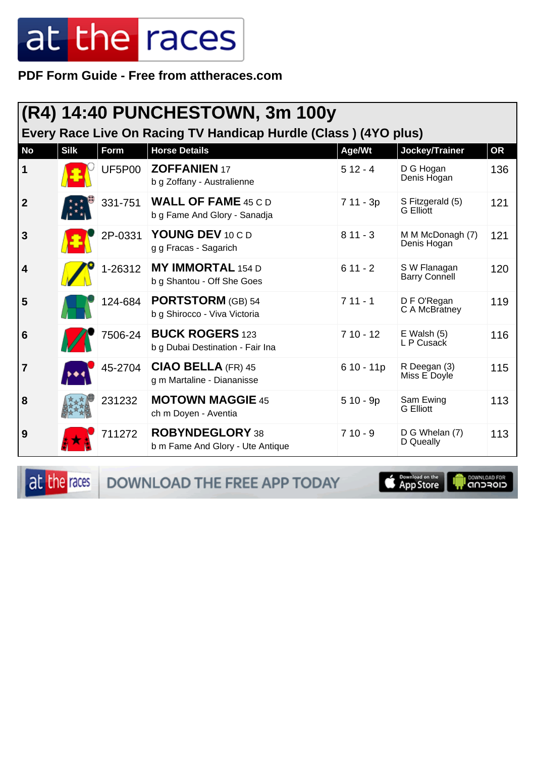PDF Form Guide - Free from attheraces.com

## (R4) 14:40 PUNCHESTOWN, 3m 100y

### Every Race Live On Racing TV Handicap Hurdle (Class ) (4YO plus)

| No | Silk | Form | Horse Details | Age/Wt | Jockey/Trainer | OR |
|---|---|---|---|---|---|---|
| 1 | | UF5P00 | **ZOFFANIEN** 17<br>b g Zoffany - Australienne | 5 12 - 4 | D G Hogan<br>Denis Hogan | 136 |
| 2 | | 331-751 | **WALL OF FAME** 45 C D<br>b g Fame And Glory - Sanadja | 7 11 - 3p | S Fitzgerald (5)<br>G Elliott | 121 |
| 3 | | 2P-0331 | **YOUNG DEV** 10 C D<br>g g Fracas - Sagarich | 8 11 - 3 | M M McDonagh (7)<br>Denis Hogan | 121 |
| 4 | | 1-26312 | **MY IMMORTAL** 154 D<br>b g Shantou - Off She Goes | 6 11 - 2 | S W Flanagan<br>Barry Connell | 120 |
| 5 | | 124-684 | **PORTSTORM** (GB) 54<br>b g Shirocco - Viva Victoria | 7 11 - 1 | D F O'Regan<br>C A McBratney | 119 |
| 6 | | 7506-24 | **BUCK ROGERS** 123<br>b g Dubai Destination - Fair Ina | 7 10 - 12 | E Walsh (5)<br>L P Cusack | 116 |
| 7 | | 45-2704 | **CIAO BELLA** (FR) 45<br>g m Martaline - Dianranisse | 6 10 - 11p | R Deegan (3)<br>Miss E Doyle | 115 |
| 8 | | 231232 | **MOTOWN MAGGIE** 45<br>ch m Doyen - Aventia | 5 10 - 9p | Sam Ewing<br>G Elliott | 113 |
| 9 | | 711272 | **ROBYNDEGLORY** 38<br>b m Fame And Glory - Ute Antique | 7 10 - 9 | D G Whelan (7)<br>D Queally | 113 |

DOWNLOAD THE FREE APP TODAY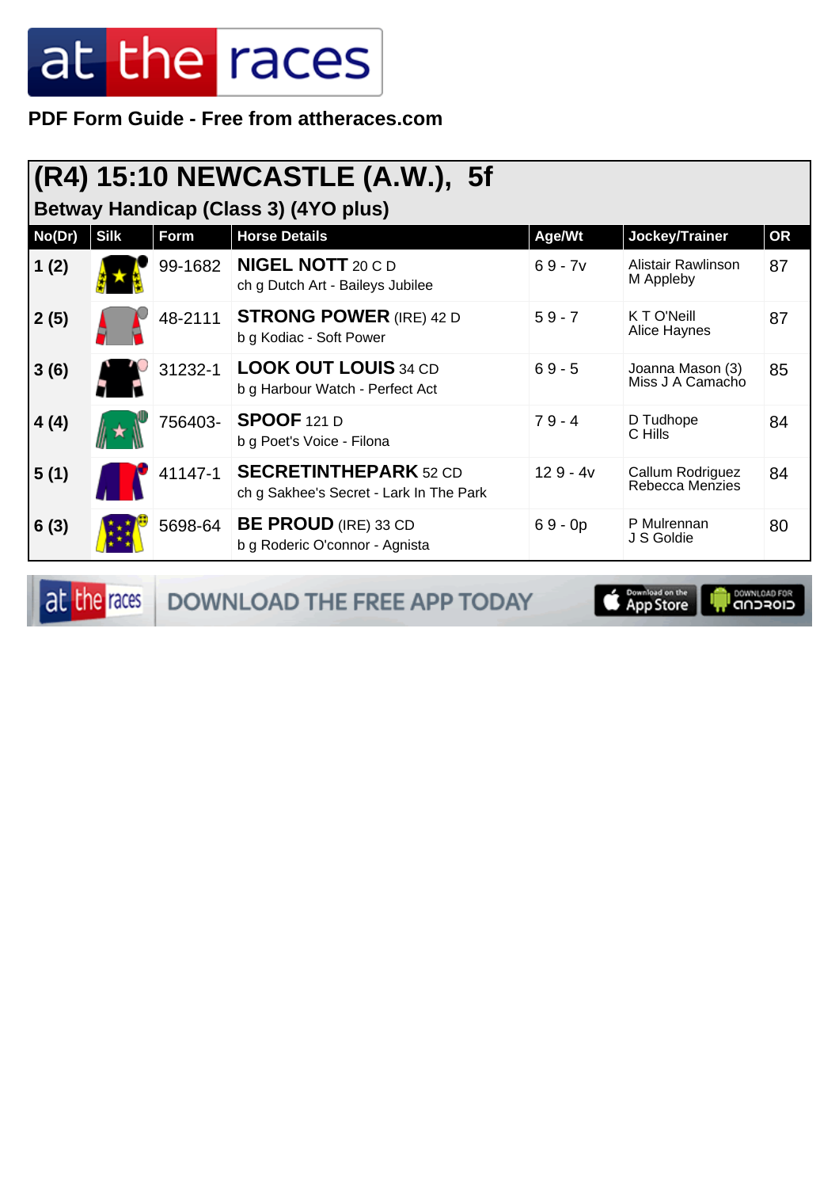**PDF Form Guide - Free from attheraces.com**

## (R4) 15:10 NEWCASTLE (A.W.), 5f

### Betway Handicap (Class 3) (4YO plus)

| No(Dr) | Silk | Form | Horse Details | Age/Wt | Jockey/Trainer | OR |
|---|---|---|---|---|---|---|
| 1 (2) | | 99-1682 | **NIGEL NOTT** 20 C D<br>ch g Dutch Art - Baileys Jubilee | 6 9 - 7v | Alistair Rawlinson<br>M Appleby | 87 |
| 2 (5) | | 48-2111 | **STRONG POWER** (IRE) 42 D<br>b g Kodiac - Soft Power | 5 9 - 7 | K T O'Neill<br>Alice Haynes | 87 |
| 3 (6) | | 31232-1 | **LOOK OUT LOUIS** 34 CD<br>b g Harbour Watch - Perfect Act | 6 9 - 5 | Joanna Mason (3)<br>Miss J A Camacho | 85 |
| 4 (4) | | 756403- | **SPOOF** 121 D<br>b g Poet's Voice - Filona | 7 9 - 4 | D Tudhope<br>C Hills | 84 |
| 5 (1) | | 41147-1 | **SECRETINTHEPARK** 52 CD<br>ch g Sakhee's Secret - Lark In The Park | 12 9 - 4v | Callum Rodriguez<br>Rebecca Menzies | 84 |
| 6 (3) | | 5698-64 | **BE PROUD** (IRE) 33 CD<br>b g Roderic O'connor - Agnista | 6 9 - 0p | P Mulrennan<br>J S Goldie | 80 |

DOWNLOAD THE FREE APP TODAY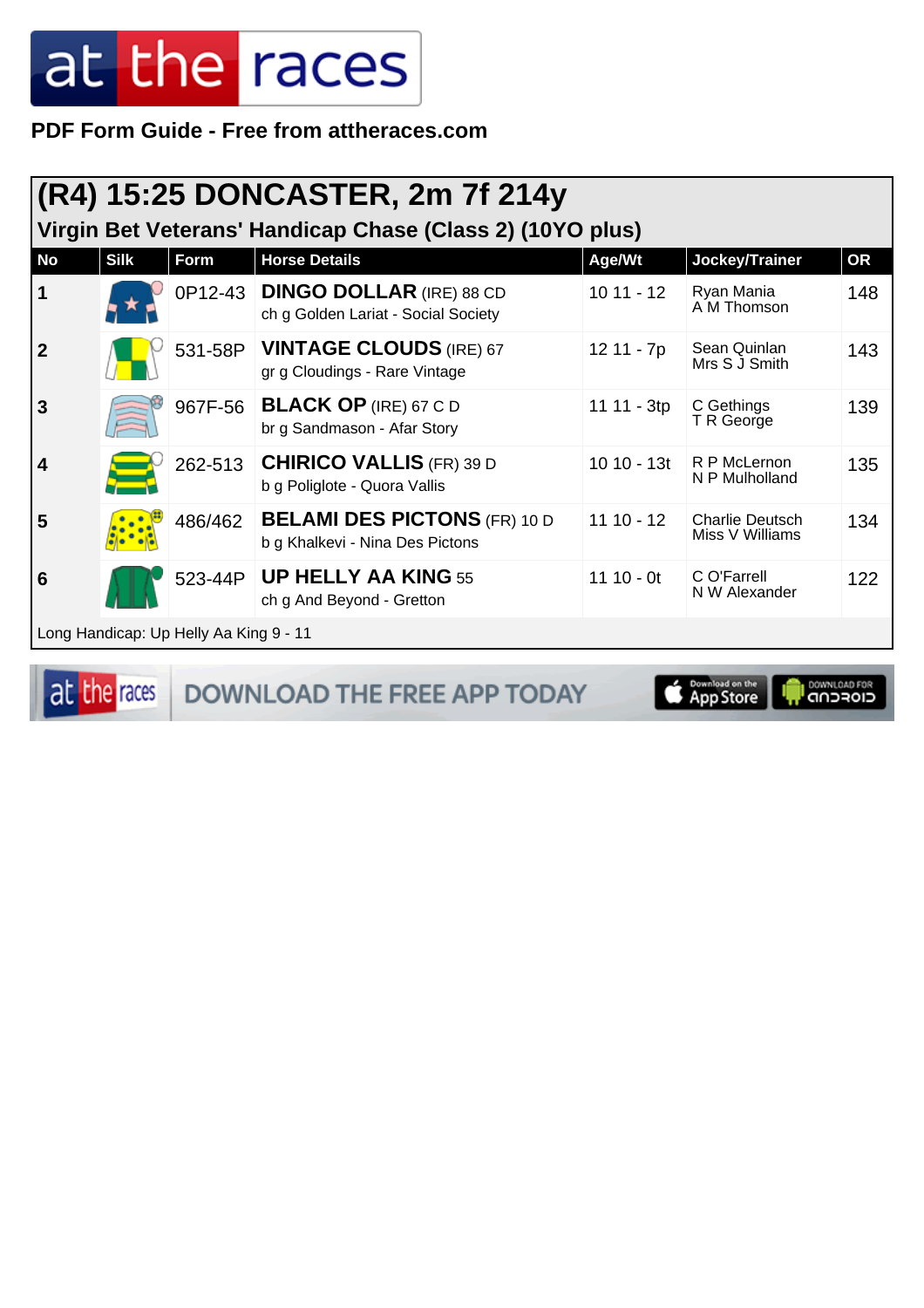PDF Form Guide - Free from attheraces.com

# (R4) 15:25 DONCASTER, 2m 7f 214y

## Virgin Bet Veterans' Handicap Chase (Class 2) (10YO plus)

| No | Silk | Form | Horse Details | Age/Wt | Jockey/Trainer | OR |
|---|---|---|---|---|---|---|
| 1 | | 0P12-43 | **DINGO DOLLAR** (IRE) 88 CD<br>ch g Golden Lariat - Social Society | 10 11 - 12 | Ryan Mania<br>A M Thomson | 148 |
| 2 | | 531-58P | **VINTAGE CLOUDS** (IRE) 67<br>gr g Cloudings - Rare Vintage | 12 11 - 7p | Sean Quinlan<br>Mrs S J Smith | 143 |
| 3 | | 967F-56 | **BLACK OP** (IRE) 67 C D<br>br g Sandmason - Afar Story | 11 11 - 3tp | C Gethings<br>T R George | 139 |
| 4 | | 262-513 | **CHIRICO VALLIS** (FR) 39 D<br>b g Poliglote - Quora Vallis | 10 10 - 13t | R P McLernon<br>N P Mulholland | 135 |
| 5 | | 486/462 | **BELAMI DES PICTONS** (FR) 10 D<br>b g Khalkevi - Nina Des Pictons | 11 10 - 12 | Charlie Deutsch<br>Miss V Williams | 134 |
| 6 | | 523-44P | **UP HELLY AA KING** 55<br>ch g And Beyond - Gretton | 11 10 - 0t | C O'Farrell<br>N W Alexander | 122 |

Long Handicap: Up Helly Aa King 9 - 11

DOWNLOAD THE FREE APP TODAY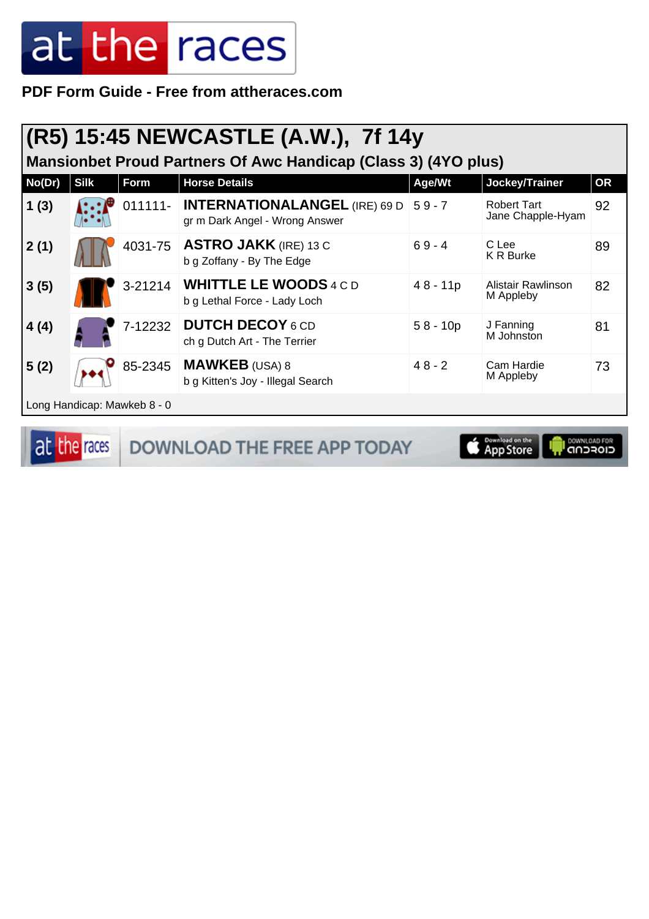at the races

**PDF Form Guide - Free from attheraces.com**

## (R5) 15:45 NEWCASTLE (A.W.), 7f 14y

### Mansionbet Proud Partners Of Awc Handicap (Class 3) (4YO plus)

| No(Dr) | Silk | Form | Horse Details | Age/Wt | Jockey/Trainer | OR |
|---|---|---|---|---|---|---|
| 1 (3) | | 011111- | **INTERNATIONALANGEL** (IRE) 69 D<br>gr m Dark Angel - Wrong Answer | 5 9 - 7 | Robert Tart<br>Jane Chapple-Hyam | 92 |
| 2 (1) | | 4031-75 | **ASTRO JAKK** (IRE) 13 C<br>b g Zoffany - By The Edge | 6 9 - 4 | C Lee<br>K R Burke | 89 |
| 3 (5) | | 3-21214 | **WHITTLE LE WOODS** 4 C D<br>b g Lethal Force - Lady Loch | 4 8 - 11p | Alistair Rawlinson<br>M Appleby | 82 |
| 4 (4) | | 7-12232 | **DUTCH DECOY** 6 CD<br>ch g Dutch Art - The Terrier | 5 8 - 10p | J Fanning<br>M Johnston | 81 |
| 5 (2) | | 85-2345 | **MAWKEB** (USA) 8<br>b g Kitten's Joy - Illegal Search | 4 8 - 2 | Cam Hardie<br>M Appleby | 73 |

Long Handicap: Mawkeb 8 - 0

DOWNLOAD THE FREE APP TODAY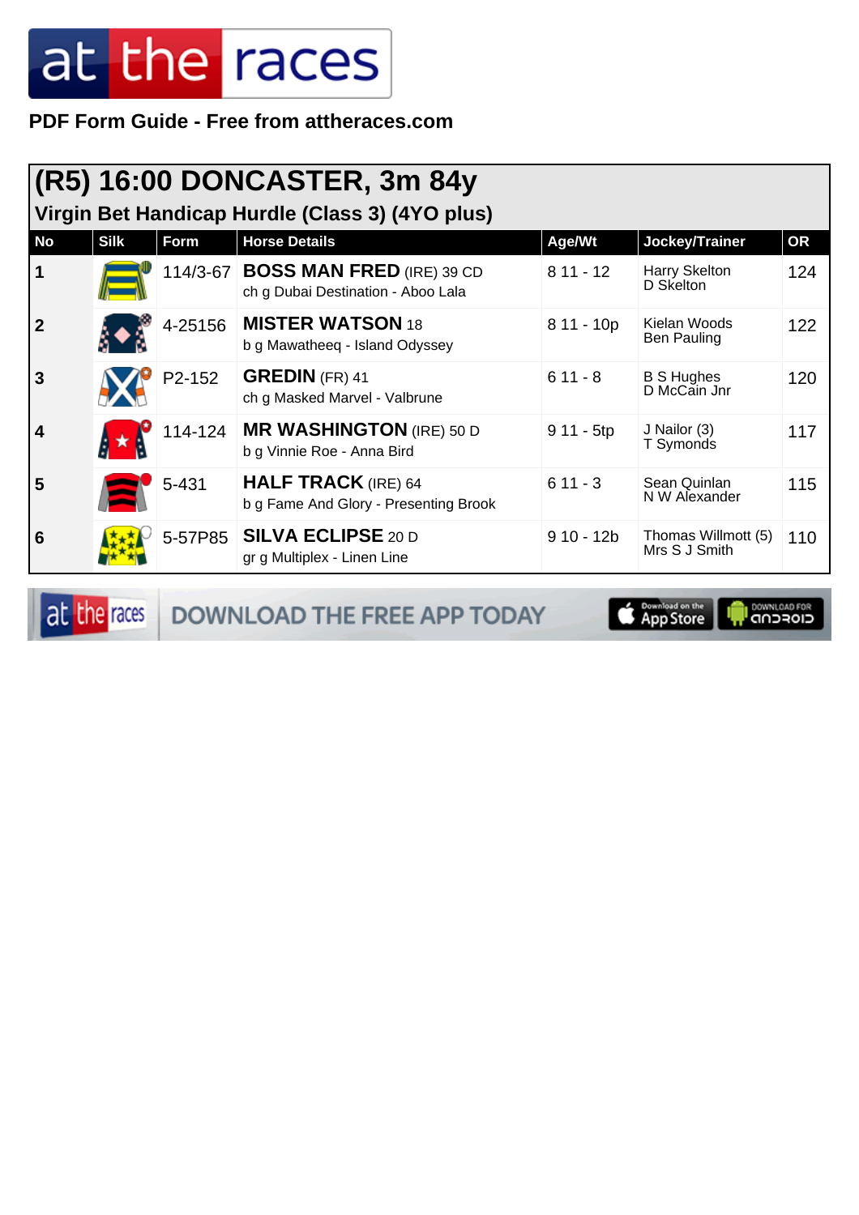PDF Form Guide - Free from attheraces.com

## (R5) 16:00 DONCASTER, 3m 84y

### Virgin Bet Handicap Hurdle (Class 3) (4YO plus)

| No | Silk | Form | Horse Details | Age/Wt | Jockey/Trainer | OR |
|---|---|---|---|---|---|---|
| 1 | | 114/3-67 | **BOSS MAN FRED** (IRE) 39 CD<br>ch g Dubai Destination - Aboo Lala | 8 11 - 12 | Harry Skelton<br>D Skelton | 124 |
| 2 | | 4-25156 | **MISTER WATSON** 18<br>b g Mawatheeq - Island Odyssey | 8 11 - 10p | Kielan Woods<br>Ben Pauling | 122 |
| 3 | | P2-152 | **GREDIN** (FR) 41<br>ch g Masked Marvel - Valbrune | 6 11 - 8 | B S Hughes<br>D McCain Jnr | 120 |
| 4 | | 114-124 | **MR WASHINGTON** (IRE) 50 D<br>b g Vinnie Roe - Anna Bird | 9 11 - 5tp | J Nailor (3)<br>T Symonds | 117 |
| 5 | | 5-431 | **HALF TRACK** (IRE) 64<br>b g Fame And Glory - Presenting Brook | 6 11 - 3 | Sean Quinlan<br>N W Alexander | 115 |
| 6 | | 5-57P85 | **SILVA ECLIPSE** 20 D<br>gr g Multiplex - Linen Line | 9 10 - 12b | Thomas Willmott (5)<br>Mrs S J Smith | 110 |

DOWNLOAD THE FREE APP TODAY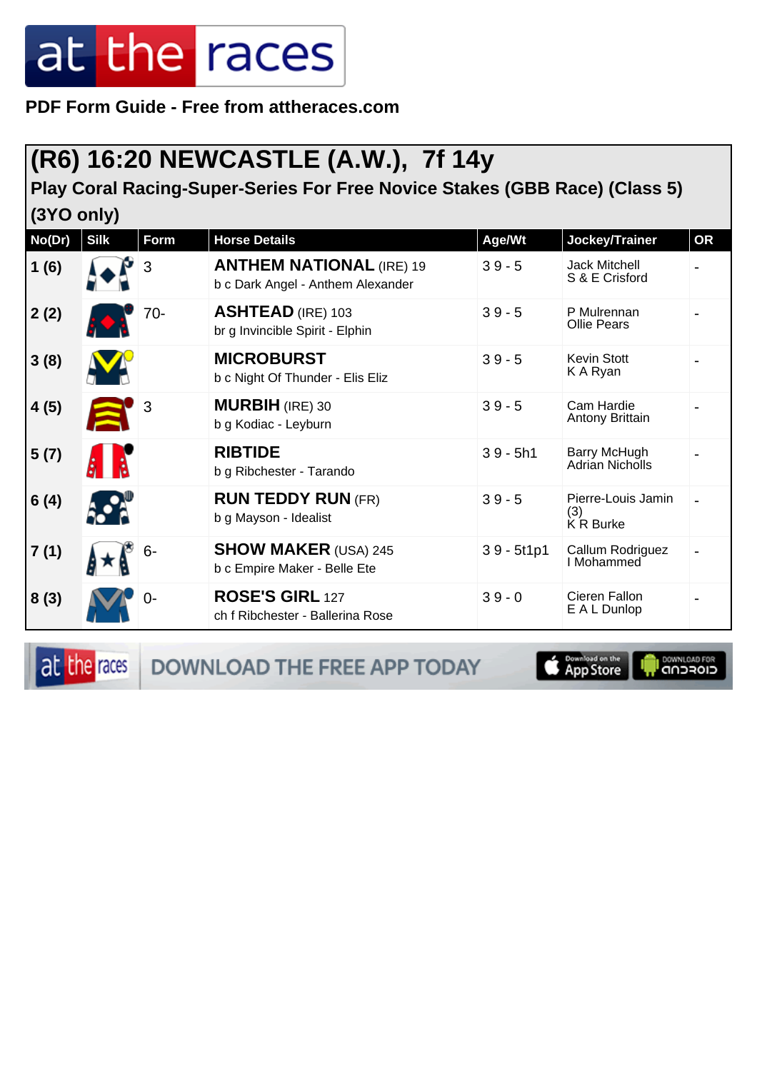# at the races

**PDF Form Guide - Free from attheraces.com**

## (R6) 16:20 NEWCASTLE (A.W.), 7f 14y

### Play Coral Racing-Super-Series For Free Novice Stakes (GBB Race) (Class 5) (3YO only)

| No(Dr) | Silk | Form | Horse Details | Age/Wt | Jockey/Trainer | OR |
|---|---|---|---|---|---|---|
| 1 (6) | | 3 | **ANTHEM NATIONAL** (IRE) 19<br>b c Dark Angel - Anthem Alexander | 3 9 - 5 | Jack Mitchell<br>S & E Crisford | - |
| 2 (2) | | 70- | **ASHTEAD** (IRE) 103<br>br g Invincible Spirit - Elphin | 3 9 - 5 | P Mulrennan<br>Ollie Pears | - |
| 3 (8) | | | **MICROBURST**<br>b c Night Of Thunder - Elis Eliz | 3 9 - 5 | Kevin Stott<br>K A Ryan | - |
| 4 (5) | | 3 | **MURBIH** (IRE) 30<br>b g Kodiac - Leyburn | 3 9 - 5 | Cam Hardie<br>Antony Brittain | - |
| 5 (7) | | | **RIBTIDE**<br>b g Ribchester - Tarando | 3 9 - 5h1 | Barry McHugh<br>Adrian Nicholls | - |
| 6 (4) | | | **RUN TEDDY RUN** (FR)<br>b g Mayson - Idealist | 3 9 - 5 | Pierre-Louis Jamin (3)<br>K R Burke | - |
| 7 (1) | | 6- | **SHOW MAKER** (USA) 245<br>b c Empire Maker - Belle Ete | 3 9 - 5t1p1 | Callum Rodriguez<br>I Mohammed | - |
| 8 (3) | | 0- | **ROSE'S GIRL** 127<br>ch f Ribchester - Ballerina Rose | 3 9 - 0 | Cieren Fallon<br>E A L Dunlop | - |

at the races DOWNLOAD THE FREE APP TODAY — Download on the App Store — DOWNLOAD FOR ANDROID